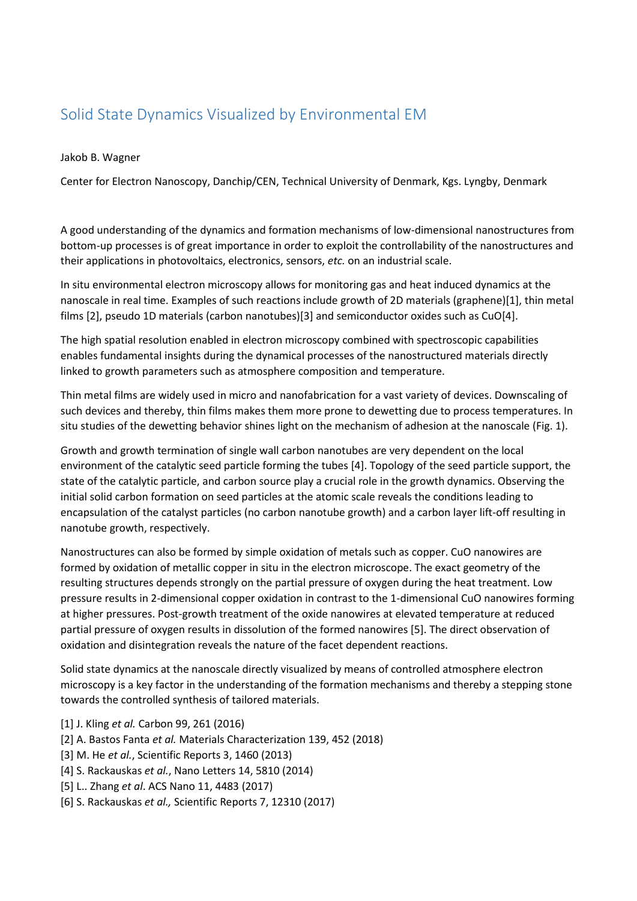# Solid State Dynamics Visualized by Environmental EM

Jakob B. Wagner

Center for Electron Nanoscopy, Danchip/CEN, Technical University of Denmark, Kgs. Lyngby, Denmark

A good understanding of the dynamics and formation mechanisms of low-dimensional nanostructures from bottom-up processes is of great importance in order to exploit the controllability of the nanostructures and their applications in photovoltaics, electronics, sensors, *etc.* on an industrial scale.

In situ environmental electron microscopy allows for monitoring gas and heat induced dynamics at the nanoscale in real time. Examples of such reactions include growth of 2D materials (graphene)[1], thin metal films [2], pseudo 1D materials (carbon nanotubes)[3] and semiconductor oxides such as CuO[4].

The high spatial resolution enabled in electron microscopy combined with spectroscopic capabilities enables fundamental insights during the dynamical processes of the nanostructured materials directly linked to growth parameters such as atmosphere composition and temperature.

Thin metal films are widely used in micro and nanofabrication for a vast variety of devices. Downscaling of such devices and thereby, thin films makes them more prone to dewetting due to process temperatures. In situ studies of the dewetting behavior shines light on the mechanism of adhesion at the nanoscale (Fig. 1).

Growth and growth termination of single wall carbon nanotubes are very dependent on the local environment of the catalytic seed particle forming the tubes [4]. Topology of the seed particle support, the state of the catalytic particle, and carbon source play a crucial role in the growth dynamics. Observing the initial solid carbon formation on seed particles at the atomic scale reveals the conditions leading to encapsulation of the catalyst particles (no carbon nanotube growth) and a carbon layer lift-off resulting in nanotube growth, respectively.

Nanostructures can also be formed by simple oxidation of metals such as copper. CuO nanowires are formed by oxidation of metallic copper in situ in the electron microscope. The exact geometry of the resulting structures depends strongly on the partial pressure of oxygen during the heat treatment. Low pressure results in 2-dimensional copper oxidation in contrast to the 1-dimensional CuO nanowires forming at higher pressures. Post-growth treatment of the oxide nanowires at elevated temperature at reduced partial pressure of oxygen results in dissolution of the formed nanowires [5]. The direct observation of oxidation and disintegration reveals the nature of the facet dependent reactions.

Solid state dynamics at the nanoscale directly visualized by means of controlled atmosphere electron microscopy is a key factor in the understanding of the formation mechanisms and thereby a stepping stone towards the controlled synthesis of tailored materials.

[1] J. Kling *et al.* Carbon 99, 261 (2016)
[2] A. Bastos Fanta *et al.* Materials Characterization 139, 452 (2018)
[3] M. He *et al.*, Scientific Reports 3, 1460 (2013)
[4] S. Rackauskas *et al.*, Nano Letters 14, 5810 (2014)
[5] L.. Zhang *et al*. ACS Nano 11, 4483 (2017)
[6] S. Rackauskas *et al.,* Scientific Reports 7, 12310 (2017)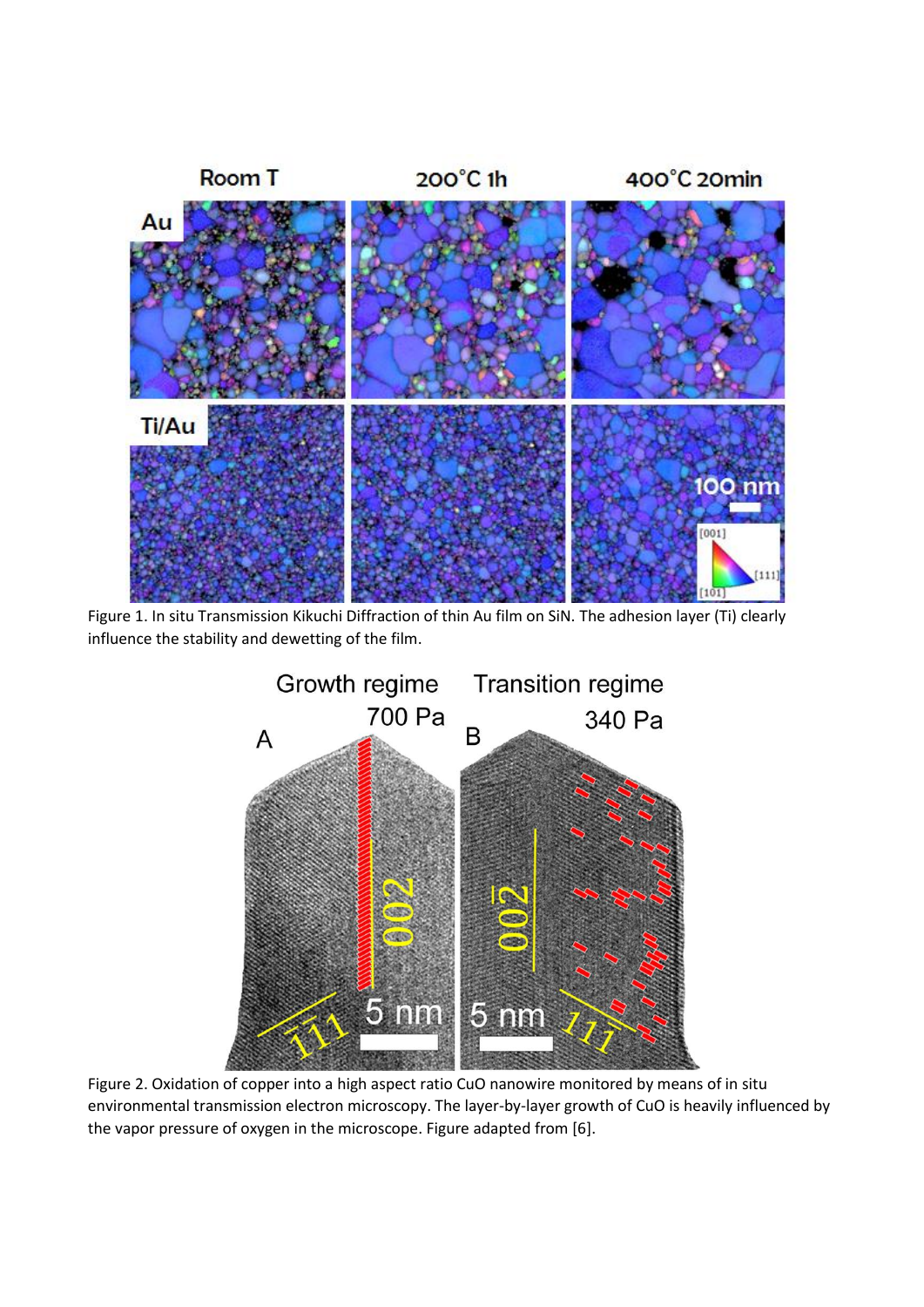Room T

200°C 1h

400°C 20min

Au

Ti/Au

100 nm

[001]

[111]

[101]

Figure 1. In situ Transmission Kikuchi Diffraction of thin Au film on SiN. The adhesion layer (Ti) clearly influence the stability and dewetting of the film.

Growth regime

Transition regime

A

700 Pa

B

340 Pa

002

$00\bar{2}$

$\bar{1}11$

5 nm

5 nm

$\bar{1}\bar{1}1$

Figure 2. Oxidation of copper into a high aspect ratio CuO nanowire monitored by means of in situ environmental transmission electron microscopy. The layer-by-layer growth of CuO is heavily influenced by the vapor pressure of oxygen in the microscope. Figure adapted from [6].